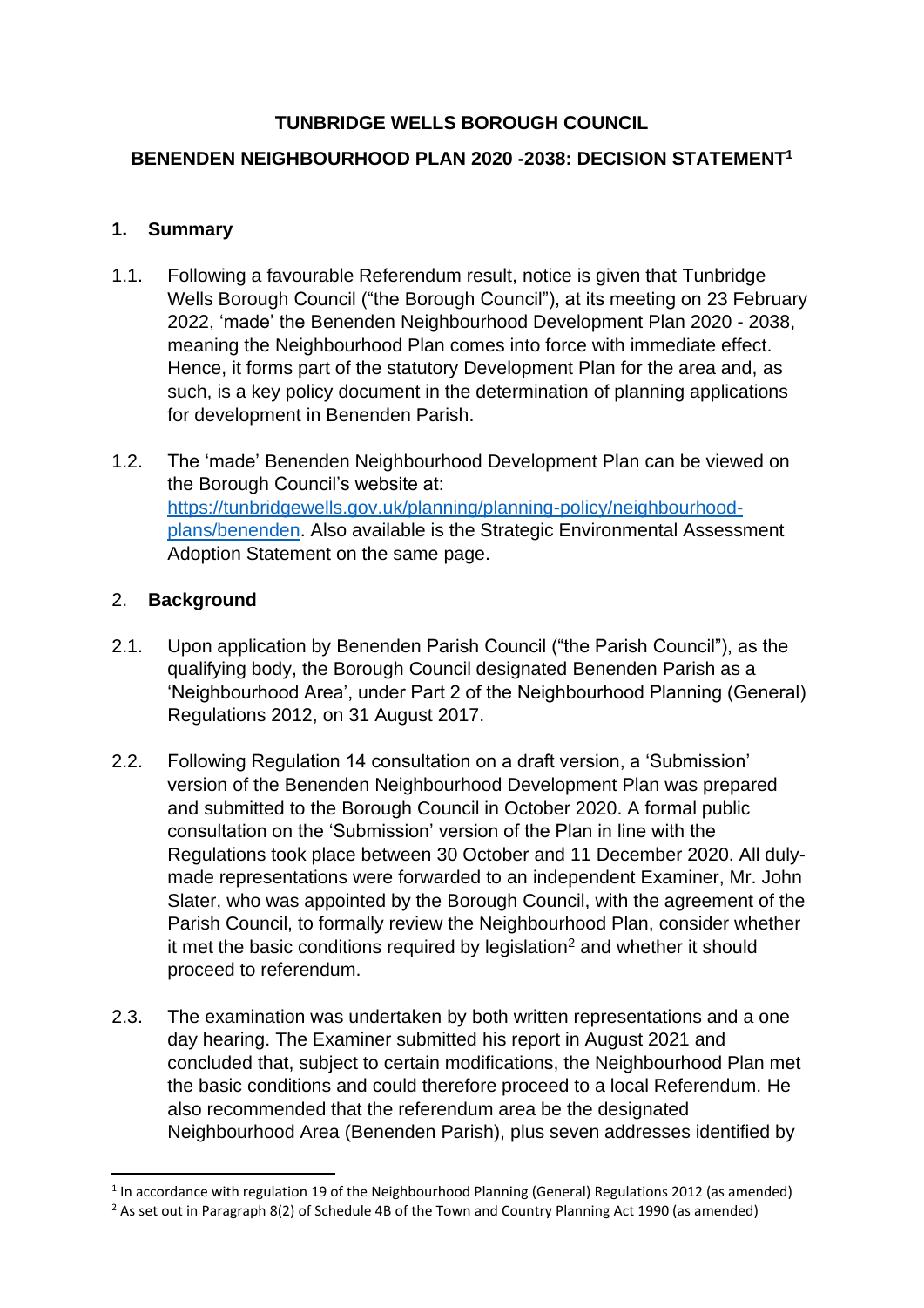**TUNBRIDGE WELLS BOROUGH COUNCIL**

**BENENDEN NEIGHBOURHOOD PLAN 2020 -2038: DECISION STATEMENT[1]**

## 1. Summary

1.1. Following a favourable Referendum result, notice is given that Tunbridge Wells Borough Council ("the Borough Council"), at its meeting on 23 February 2022, 'made' the Benenden Neighbourhood Development Plan 2020 - 2038, meaning the Neighbourhood Plan comes into force with immediate effect. Hence, it forms part of the statutory Development Plan for the area and, as such, is a key policy document in the determination of planning applications for development in Benenden Parish.

1.2. The 'made' Benenden Neighbourhood Development Plan can be viewed on the Borough Council's website at: [https://tunbridgewells.gov.uk/planning/planning-policy/neighbourhood-plans/benenden](https://tunbridgewells.gov.uk/planning/planning-policy/neighbourhood-plans/benenden). Also available is the Strategic Environmental Assessment Adoption Statement on the same page.

## 2. Background

2.1. Upon application by Benenden Parish Council ("the Parish Council"), as the qualifying body, the Borough Council designated Benenden Parish as a 'Neighbourhood Area', under Part 2 of the Neighbourhood Planning (General) Regulations 2012, on 31 August 2017.

2.2. Following Regulation 14 consultation on a draft version, a 'Submission' version of the Benenden Neighbourhood Development Plan was prepared and submitted to the Borough Council in October 2020. A formal public consultation on the 'Submission' version of the Plan in line with the Regulations took place between 30 October and 11 December 2020. All duly-made representations were forwarded to an independent Examiner, Mr. John Slater, who was appointed by the Borough Council, with the agreement of the Parish Council, to formally review the Neighbourhood Plan, consider whether it met the basic conditions required by legislation[2] and whether it should proceed to referendum.

2.3. The examination was undertaken by both written representations and a one day hearing. The Examiner submitted his report in August 2021 and concluded that, subject to certain modifications, the Neighbourhood Plan met the basic conditions and could therefore proceed to a local Referendum. He also recommended that the referendum area be the designated Neighbourhood Area (Benenden Parish), plus seven addresses identified by

---

[1] In accordance with regulation 19 of the Neighbourhood Planning (General) Regulations 2012 (as amended)

[2] As set out in Paragraph 8(2) of Schedule 4B of the Town and Country Planning Act 1990 (as amended)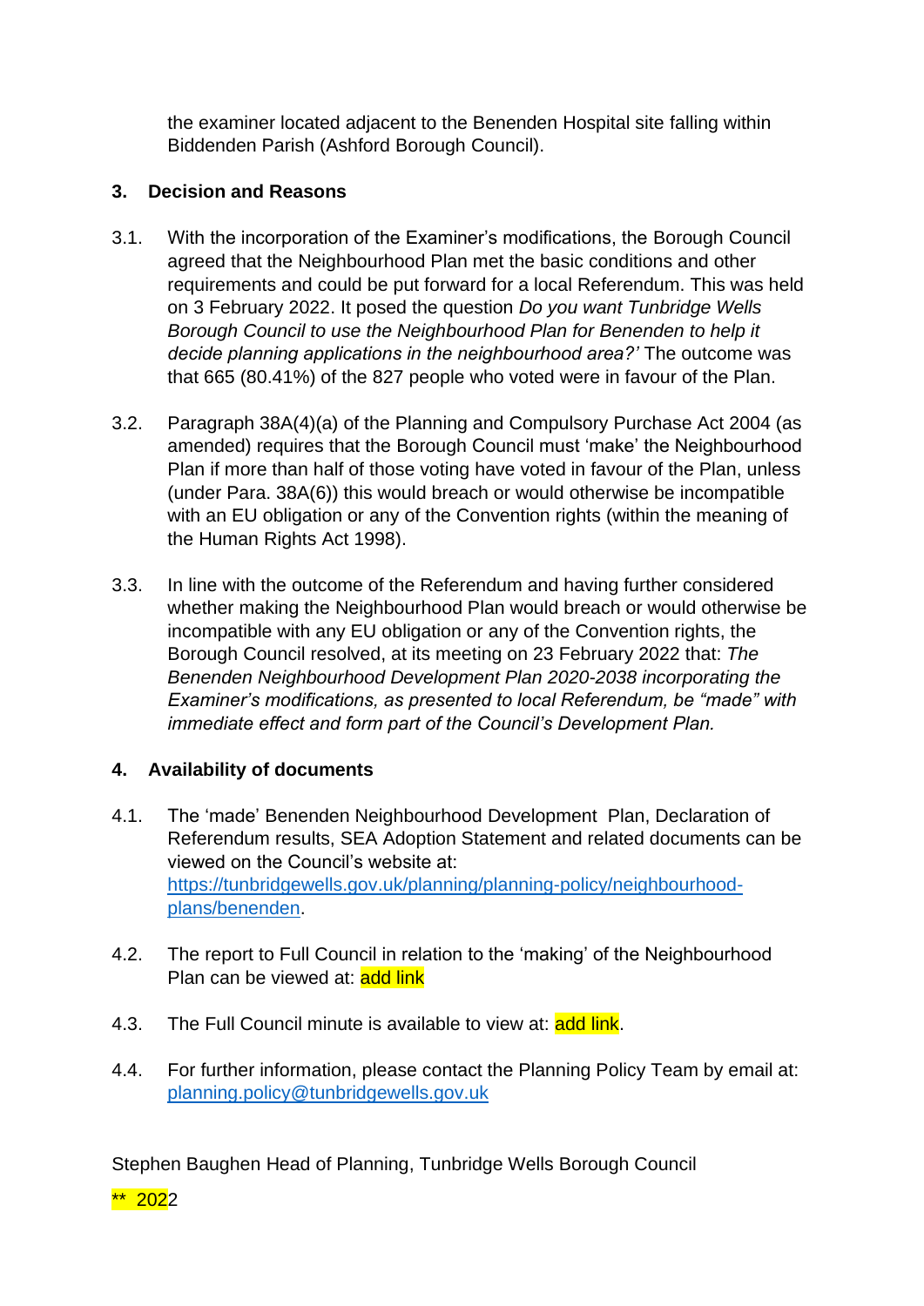the examiner located adjacent to the Benenden Hospital site falling within Biddenden Parish (Ashford Borough Council).

### 3. Decision and Reasons

3.1. With the incorporation of the Examiner's modifications, the Borough Council agreed that the Neighbourhood Plan met the basic conditions and other requirements and could be put forward for a local Referendum. This was held on 3 February 2022. It posed the question *Do you want Tunbridge Wells Borough Council to use the Neighbourhood Plan for Benenden to help it decide planning applications in the neighbourhood area?'* The outcome was that 665 (80.41%) of the 827 people who voted were in favour of the Plan.

3.2. Paragraph 38A(4)(a) of the Planning and Compulsory Purchase Act 2004 (as amended) requires that the Borough Council must 'make' the Neighbourhood Plan if more than half of those voting have voted in favour of the Plan, unless (under Para. 38A(6)) this would breach or would otherwise be incompatible with an EU obligation or any of the Convention rights (within the meaning of the Human Rights Act 1998).

3.3. In line with the outcome of the Referendum and having further considered whether making the Neighbourhood Plan would breach or would otherwise be incompatible with any EU obligation or any of the Convention rights, the Borough Council resolved, at its meeting on 23 February 2022 that: *The Benenden Neighbourhood Development Plan 2020-2038 incorporating the Examiner's modifications, as presented to local Referendum, be "made" with immediate effect and form part of the Council's Development Plan.*

### 4. Availability of documents

4.1. The 'made' Benenden Neighbourhood Development Plan, Declaration of Referendum results, SEA Adoption Statement and related documents can be viewed on the Council's website at: https://tunbridgewells.gov.uk/planning/planning-policy/neighbourhood-plans/benenden.

4.2. The report to Full Council in relation to the 'making' of the Neighbourhood Plan can be viewed at: add link

4.3. The Full Council minute is available to view at: add link.

4.4. For further information, please contact the Planning Policy Team by email at: planning.policy@tunbridgewells.gov.uk

Stephen Baughen Head of Planning, Tunbridge Wells Borough Council

** 2022